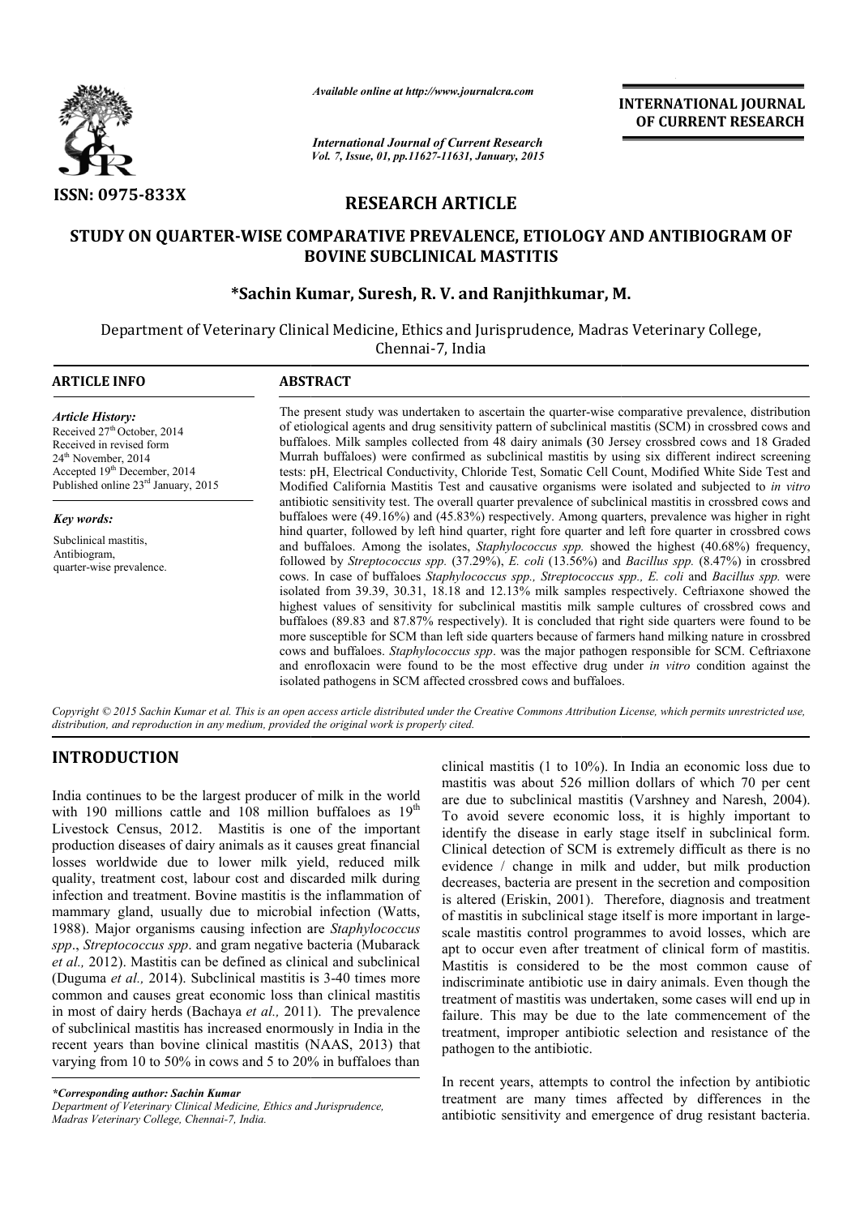*Available online at http://www.journalcra.com*

*International Journal of Current Research*
*Vol. 7, Issue, 01, pp.11627-11631, January, 2015*

**INTERNATIONAL JOURNAL OF CURRENT RESEARCH**

**ISSN: 0975-833X**

## RESEARCH ARTICLE

# STUDY ON QUARTER-WISE COMPARATIVE PREVALENCE, ETIOLOGY AND ANTIBIOGRAM OF BOVINE SUBCLINICAL MASTITIS

### *Sachin Kumar, Suresh, R. V. and Ranjithkumar, M.

Department of Veterinary Clinical Medicine, Ethics and Jurisprudence, Madras Veterinary College, Chennai-7, India

**ARTICLE INFO**

*Article History:*
Received 27th October, 2014
Received in revised form 24th November, 2014
Accepted 19th December, 2014
Published online 23rd January, 2015

*Key words:*
Subclinical mastitis,
Antibiogram,
quarter-wise prevalence.

**ABSTRACT**

The present study was undertaken to ascertain the quarter-wise comparative prevalence, distribution of etiological agents and drug sensitivity pattern of subclinical mastitis (SCM) in crossbred cows and buffaloes. Milk samples collected from 48 dairy animals (30 Jersey crossbred cows and 18 Graded Murrah buffaloes) were confirmed as subclinical mastitis by using six different indirect screening tests: pH, Electrical Conductivity, Chloride Test, Somatic Cell Count, Modified White Side Test and Modified California Mastitis Test and causative organisms were isolated and subjected to *in vitro* antibiotic sensitivity test. The overall quarter prevalence of subclinical mastitis in crossbred cows and buffaloes were (49.16%) and (45.83%) respectively. Among quarters, prevalence was higher in right hind quarter, followed by left hind quarter, right fore quarter and left fore quarter in crossbred cows and buffaloes. Among the isolates, *Staphylococcus spp.* showed the highest (40.68%) frequency, followed by *Streptococcus spp.* (37.29%), *E. coli* (13.56%) and *Bacillus spp.* (8.47%) in crossbred cows. In case of buffaloes *Staphylococcus spp., Streptococcus spp., E. coli* and *Bacillus spp.* were isolated from 39.39, 30.31, 18.18 and 12.13% milk samples respectively. Ceftriaxone showed the highest values of sensitivity for subclinical mastitis milk sample cultures of crossbred cows and buffaloes (89.83 and 87.87% respectively). It is concluded that right side quarters were found to be more susceptible for SCM than left side quarters because of farmers hand milking nature in crossbred cows and buffaloes. *Staphylococcus spp*. was the major pathogen responsible for SCM. Ceftriaxone and enrofloxacin were found to be the most effective drug under *in vitro* condition against the isolated pathogens in SCM affected crossbred cows and buffaloes.

*Copyright © 2015 Sachin Kumar et al. This is an open access article distributed under the Creative Commons Attribution License, which permits unrestricted use, distribution, and reproduction in any medium, provided the original work is properly cited.*

## INTRODUCTION

India continues to be the largest producer of milk in the world with 190 millions cattle and 108 million buffaloes as 19th Livestock Census, 2012. Mastitis is one of the important production diseases of dairy animals as it causes great financial losses worldwide due to lower milk yield, reduced milk quality, treatment cost, labour cost and discarded milk during infection and treatment. Bovine mastitis is the inflammation of mammary gland, usually due to microbial infection (Watts, 1988). Major organisms causing infection are *Staphylococcus spp*., *Streptococcus spp*. and gram negative bacteria (Mubarack *et al.,* 2012). Mastitis can be defined as clinical and subclinical (Duguma *et al.,* 2014). Subclinical mastitis is 3-40 times more common and causes great economic loss than clinical mastitis in most of dairy herds (Bachaya *et al.,* 2011). The prevalence of subclinical mastitis has increased enormously in India in the recent years than bovine clinical mastitis (NAAS, 2013) that varying from 10 to 50% in cows and 5 to 20% in buffaloes than clinical mastitis (1 to 10%). In India an economic loss due to mastitis was about 526 million dollars of which 70 per cent are due to subclinical mastitis (Varshney and Naresh, 2004). To avoid severe economic loss, it is highly important to identify the disease in early stage itself in subclinical form. Clinical detection of SCM is extremely difficult as there is no evidence / change in milk and udder, but milk production decreases, bacteria are present in the secretion and composition is altered (Eriskin, 2001). Therefore, diagnosis and treatment of mastitis in subclinical stage itself is more important in large-scale mastitis control programmes to avoid losses, which are apt to occur even after treatment of clinical form of mastitis. Mastitis is considered to be the most common cause of indiscriminate antibiotic use in dairy animals. Even though the treatment of mastitis was undertaken, some cases will end up in failure. This may be due to the late commencement of the treatment, improper antibiotic selection and resistance of the pathogen to the antibiotic.

In recent years, attempts to control the infection by antibiotic treatment are many times affected by differences in the antibiotic sensitivity and emergence of drug resistant bacteria.

**\*Corresponding author: Sachin Kumar**
*Department of Veterinary Clinical Medicine, Ethics and Jurisprudence, Madras Veterinary College, Chennai-7, India.*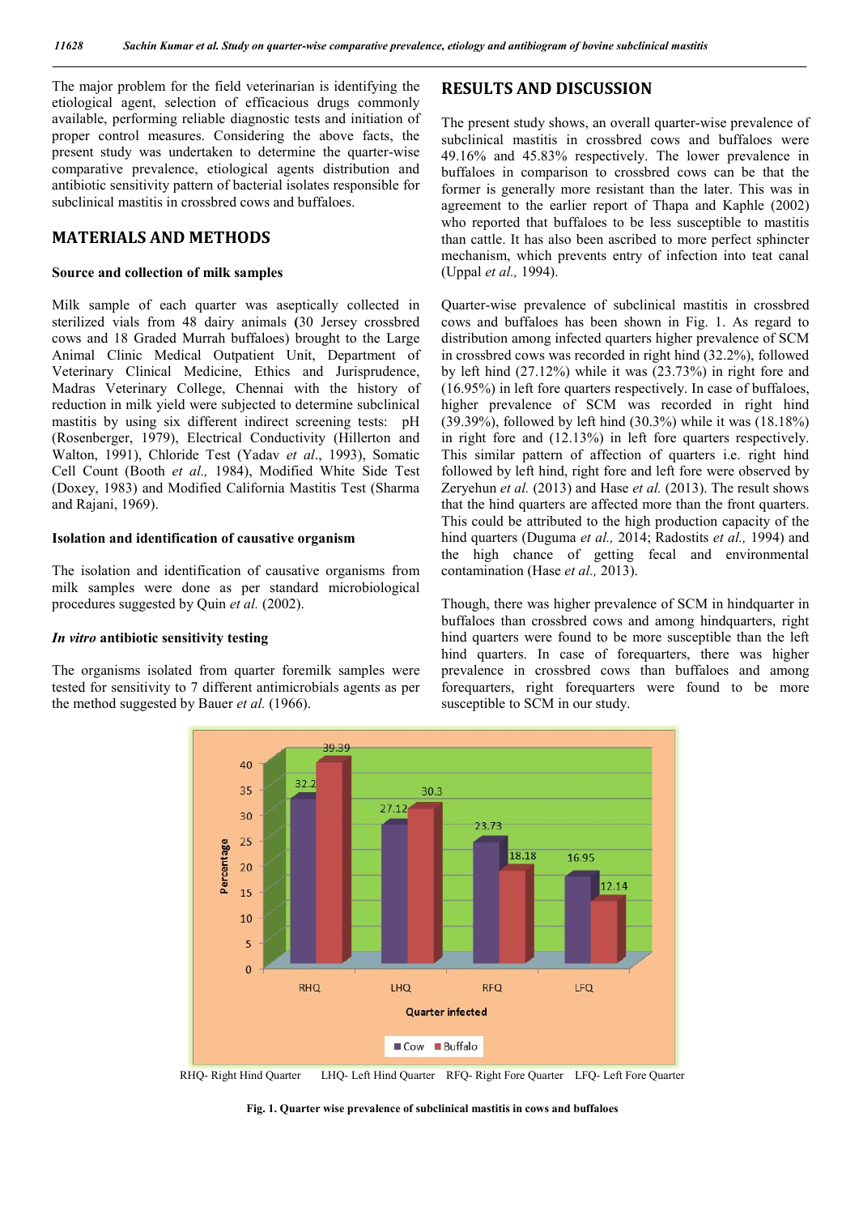The major problem for the field veterinarian is identifying the etiological agent, selection of efficacious drugs commonly available, performing reliable diagnostic tests and initiation of proper control measures. Considering the above facts, the present study was undertaken to determine the quarter-wise comparative prevalence, etiological agents distribution and antibiotic sensitivity pattern of bacterial isolates responsible for subclinical mastitis in crossbred cows and buffaloes.

## MATERIALS AND METHODS

### Source and collection of milk samples

Milk sample of each quarter was aseptically collected in sterilized vials from 48 dairy animals (30 Jersey crossbred cows and 18 Graded Murrah buffaloes) brought to the Large Animal Clinic Medical Outpatient Unit, Department of Veterinary Clinical Medicine, Ethics and Jurisprudence, Madras Veterinary College, Chennai with the history of reduction in milk yield were subjected to determine subclinical mastitis by using six different indirect screening tests: pH (Rosenberger, 1979), Electrical Conductivity (Hillerton and Walton, 1991), Chloride Test (Yadav *et al*., 1993), Somatic Cell Count (Booth *et al.,* 1984), Modified White Side Test (Doxey, 1983) and Modified California Mastitis Test (Sharma and Rajani, 1969).

### Isolation and identification of causative organism

The isolation and identification of causative organisms from milk samples were done as per standard microbiological procedures suggested by Quin *et al.* (2002).

### *In vitro* antibiotic sensitivity testing

The organisms isolated from quarter foremilk samples were tested for sensitivity to 7 different antimicrobials agents as per the method suggested by Bauer *et al.* (1966).

## RESULTS AND DISCUSSION

The present study shows, an overall quarter-wise prevalence of subclinical mastitis in crossbred cows and buffaloes were 49.16% and 45.83% respectively. The lower prevalence in buffaloes in comparison to crossbred cows can be that the former is generally more resistant than the later. This was in agreement to the earlier report of Thapa and Kaphle (2002) who reported that buffaloes to be less susceptible to mastitis than cattle. It has also been ascribed to more perfect sphincter mechanism, which prevents entry of infection into teat canal (Uppal *et al.,* 1994).

Quarter-wise prevalence of subclinical mastitis in crossbred cows and buffaloes has been shown in Fig. 1. As regard to distribution among infected quarters higher prevalence of SCM in crossbred cows was recorded in right hind (32.2%), followed by left hind (27.12%) while it was (23.73%) in right fore and (16.95%) in left fore quarters respectively. In case of buffaloes, higher prevalence of SCM was recorded in right hind (39.39%), followed by left hind (30.3%) while it was (18.18%) in right fore and (12.13%) in left fore quarters respectively. This similar pattern of affection of quarters i.e. right hind followed by left hind, right fore and left fore were observed by Zeryehun *et al.* (2013) and Hase *et al.* (2013). The result shows that the hind quarters are affected more than the front quarters. This could be attributed to the high production capacity of the hind quarters (Duguma *et al.,* 2014; Radostits *et al.,* 1994) and the high chance of getting fecal and environmental contamination (Hase *et al.,* 2013).

Though, there was higher prevalence of SCM in hindquarter in buffaloes than crossbred cows and among hindquarters, right hind quarters were found to be more susceptible than the left hind quarters. In case of forequarters, there was higher prevalence in crossbred cows than buffaloes and among forequarters, right forequarters were found to be more susceptible to SCM in our study.

| Quarter infected | Cow | Buffalo |
|---|---|---|
| RHQ | 32.2 | 39.39 |
| LHQ | 27.12 | 30.3 |
| RFQ | 23.73 | 18.18 |
| LFQ | 16.95 | 12.14 |

RHQ- Right Hind Quarter LHQ- Left Hind Quarter RFQ- Right Fore Quarter LFQ- Left Fore Quarter

**Fig. 1. Quarter wise prevalence of subclinical mastitis in cows and buffaloes**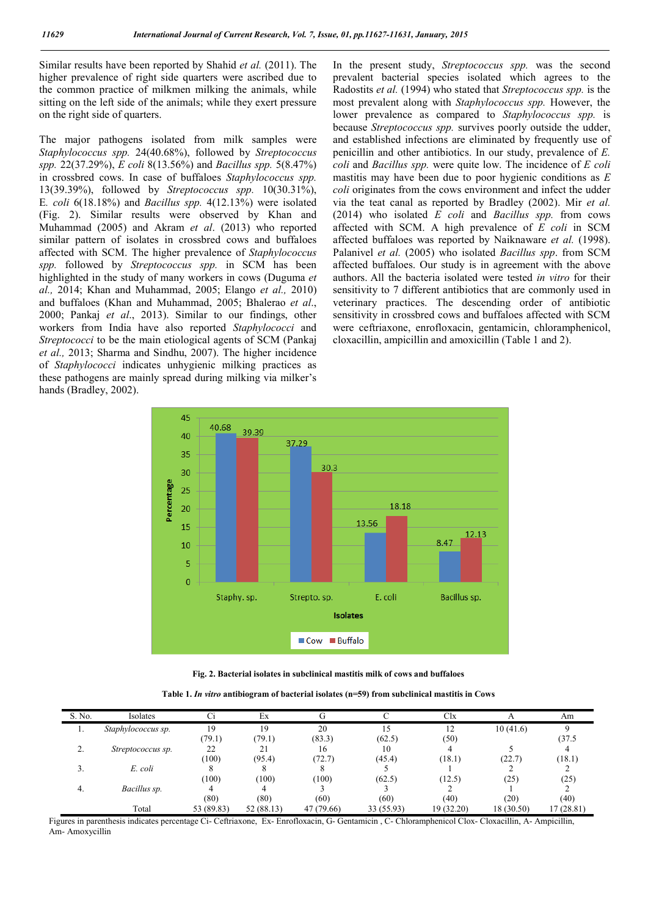Similar results have been reported by Shahid *et al.* (2011). The higher prevalence of right side quarters were ascribed due to the common practice of milkmen milking the animals, while sitting on the left side of the animals; while they exert pressure on the right side of quarters.

The major pathogens isolated from milk samples were *Staphylococcus spp.* 24(40.68%), followed by *Streptococcus spp.* 22(37.29%), *E coli* 8(13.56%) and *Bacillus spp.* 5(8.47%) in crossbred cows. In case of buffaloes *Staphylococcus spp.* 13(39.39%), followed by *Streptococcus spp.* 10(30.31%), E. *coli* 6(18.18%) and *Bacillus spp.* 4(12.13%) were isolated (Fig. 2). Similar results were observed by Khan and Muhammad (2005) and Akram *et al*. (2013) who reported similar pattern of isolates in crossbred cows and buffaloes affected with SCM. The higher prevalence of *Staphylococcus spp.* followed by *Streptococcus spp.* in SCM has been highlighted in the study of many workers in cows (Duguma *et al.,* 2014; Khan and Muhammad, 2005; Elango *et al.,* 2010) and buffaloes (Khan and Muhammad, 2005; Bhalerao *et al*., 2000; Pankaj *et al*., 2013). Similar to our findings, other workers from India have also reported *Staphylococci* and *Streptococci* to be the main etiological agents of SCM (Pankaj *et al.,* 2013; Sharma and Sindhu, 2007). The higher incidence of *Staphylococci* indicates unhygienic milking practices as these pathogens are mainly spread during milking via milker's hands (Bradley, 2002).

In the present study, *Streptococcus spp.* was the second prevalent bacterial species isolated which agrees to the Radostits *et al.* (1994) who stated that *Streptococcus spp.* is the most prevalent along with *Staphylococcus spp.* However, the lower prevalence as compared to *Staphylococcus spp.* is because *Streptococcus spp.* survives poorly outside the udder, and established infections are eliminated by frequently use of penicillin and other antibiotics. In our study, prevalence of *E. coli* and *Bacillus spp.* were quite low. The incidence of *E coli* mastitis may have been due to poor hygienic conditions as *E coli* originates from the cows environment and infect the udder via the teat canal as reported by Bradley (2002). Mir *et al.* (2014) who isolated *E coli* and *Bacillus spp.* from cows affected with SCM. A high prevalence of *E coli* in SCM affected buffaloes was reported by Naiknaware *et al.* (1998). Palanivel *et al.* (2005) who isolated *Bacillus spp.* from SCM affected buffaloes. Our study is in agreement with the above authors. All the bacteria isolated were tested *in vitro* for their sensitivity to 7 different antibiotics that are commonly used in veterinary practices. The descending order of antibiotic sensitivity in crossbred cows and buffaloes affected with SCM were ceftriaxone, enrofloxacin, gentamicin, chloramphenicol, cloxacillin, ampicillin and amoxicillin (Table 1 and 2).

| Isolates | Cow | Buffalo |
|---|---|---|
| Staphy. sp. | 40.68 | 39.39 |
| Strepto. sp. | 37.29 | 30.3 |
| E. coli | 13.56 | 18.18 |
| Bacillus sp. | 8.47 | 12.13 |

**Fig. 2. Bacterial isolates in subclinical mastitis milk of cows and buffaloes**

**Table 1. *In vitro* antibiogram of bacterial isolates (n=59) from subclinical mastitis in Cows**

| S. No. | Isolates | Ci | Ex | G | C | Clx | A | Am |
|---|---|---|---|---|---|---|---|---|
| 1. | *Staphylococcus sp.* | 19 (79.1) | 19 (79.1) | 20 (83.3) | 15 (62.5) | 12 (50) | 10 (41.6) | 9 (37.5 |
| 2. | *Streptococcus sp.* | 22 (100) | 21 (95.4) | 16 (72.7) | 10 (45.4) | 4 (18.1) | 5 (22.7) | 4 (18.1) |
| 3. | *E. coli* | 8 (100) | 8 (100) | 8 (100) | 5 (62.5) | 1 (12.5) | 2 (25) | 2 (25) |
| 4. | *Bacillus sp.* | 4 (80) | 4 (80) | 3 (60) | 3 (60) | 2 (40) | 1 (20) | 2 (40) |
| | Total | 53 (89.83) | 52 (88.13) | 47 (79.66) | 33 (55.93) | 19 (32.20) | 18 (30.50) | 17 (28.81) |

Figures in parenthesis indicates percentage Ci- Ceftriaxone, Ex- Enrofloxacin, G- Gentamicin , C- Chloramphenicol Clox- Cloxacillin, A- Ampicillin, Am- Amoxycillin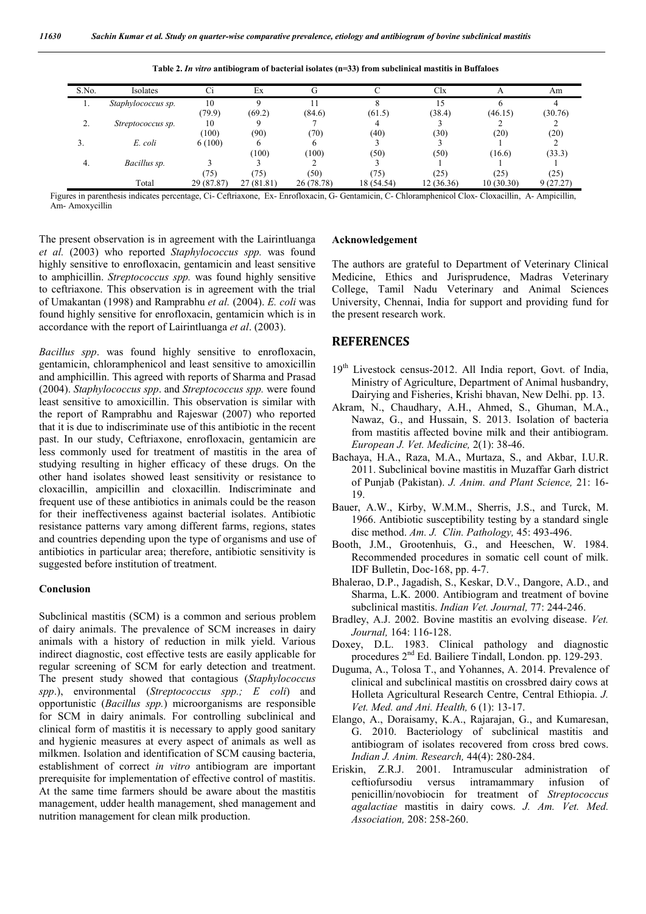**Table 2. *In vitro* antibiogram of bacterial isolates (n=33) from subclinical mastitis in Buffaloes**

| S.No. | Isolates | Ci | Ex | G | C | Clx | A | Am |
|---|---|---|---|---|---|---|---|---|
| 1. | *Staphylococcus sp.* | 10 (79.9) | 9 (69.2) | 11 (84.6) | 8 (61.5) | 15 (38.4) | 6 (46.15) | 4 (30.76) |
| 2. | *Streptococcus sp.* | 10 (100) | 9 (90) | 7 (70) | 4 (40) | 3 (30) | 2 (20) | 2 (20) |
| 3. | *E. coli* | 6 (100) | 6 (100) | 6 (100) | 3 (50) | 3 (50) | 1 (16.6) | 2 (33.3) |
| 4. | *Bacillus sp.* | 3 (75) | 3 (75) | 2 (50) | 3 (75) | 1 (25) | 1 (25) | 1 (25) |
| | Total | 29 (87.87) | 27 (81.81) | 26 (78.78) | 18 (54.54) | 12 (36.36) | 10 (30.30) | 9 (27.27) |

Figures in parenthesis indicates percentage, Ci- Ceftriaxone, Ex- Enrofloxacin, G- Gentamicin, C- Chloramphenicol Clox- Cloxacillin, A- Ampicillin, Am- Amoxycillin

The present observation is in agreement with the Lairintluanga *et al.* (2003) who reported *Staphylococcus spp.* was found highly sensitive to enrofloxacin, gentamicin and least sensitive to amphicillin. *Streptococcus spp.* was found highly sensitive to ceftriaxone. This observation is in agreement with the trial of Umakantan (1998) and Ramprabhu *et al.* (2004). *E. coli* was found highly sensitive for enrofloxacin, gentamicin which is in accordance with the report of Lairintluanga *et al*. (2003).

*Bacillus spp*. was found highly sensitive to enrofloxacin, gentamicin, chloramphenicol and least sensitive to amoxicillin and amphicillin. This agreed with reports of Sharma and Prasad (2004). *Staphylococcus spp*. and *Streptococcus spp.* were found least sensitive to amoxicillin. This observation is similar with the report of Ramprabhu and Rajeswar (2007) who reported that it is due to indiscriminate use of this antibiotic in the recent past. In our study, Ceftriaxone, enrofloxacin, gentamicin are less commonly used for treatment of mastitis in the area of studying resulting in higher efficacy of these drugs. On the other hand isolates showed least sensitivity or resistance to cloxacillin, ampicillin and cloxacillin. Indiscriminate and frequent use of these antibiotics in animals could be the reason for their ineffectiveness against bacterial isolates. Antibiotic resistance patterns vary among different farms, regions, states and countries depending upon the type of organisms and use of antibiotics in particular area; therefore, antibiotic sensitivity is suggested before institution of treatment.

### Conclusion

Subclinical mastitis (SCM) is a common and serious problem of dairy animals. The prevalence of SCM increases in dairy animals with a history of reduction in milk yield. Various indirect diagnostic, cost effective tests are easily applicable for regular screening of SCM for early detection and treatment. The present study showed that contagious (*Staphylococcus spp*.), environmental (*Streptococcus spp.; E coli*) and opportunistic (*Bacillus spp.*) microorganisms are responsible for SCM in dairy animals. For controlling subclinical and clinical form of mastitis it is necessary to apply good sanitary and hygienic measures at every aspect of animals as well as milkmen. Isolation and identification of SCM causing bacteria, establishment of correct *in vitro* antibiogram are important prerequisite for implementation of effective control of mastitis. At the same time farmers should be aware about the mastitis management, udder health management, shed management and nutrition management for clean milk production.

### Acknowledgement

The authors are grateful to Department of Veterinary Clinical Medicine, Ethics and Jurisprudence, Madras Veterinary College, Tamil Nadu Veterinary and Animal Sciences University, Chennai, India for support and providing fund for the present research work.

## REFERENCES

19th Livestock census-2012. All India report, Govt. of India, Ministry of Agriculture, Department of Animal husbandry, Dairying and Fisheries, Krishi bhavan, New Delhi. pp. 13.

Akram, N., Chaudhary, A.H., Ahmed, S., Ghuman, M.A., Nawaz, G., and Hussain, S. 2013. Isolation of bacteria from mastitis affected bovine milk and their antibiogram. *European J. Vet. Medicine,* 2(1): 38-46.

Bachaya, H.A., Raza, M.A., Murtaza, S., and Akbar, I.U.R. 2011. Subclinical bovine mastitis in Muzaffar Garh district of Punjab (Pakistan). *J. Anim. and Plant Science,* 21: 16-19.

Bauer, A.W., Kirby, W.M.M., Sherris, J.S., and Turck, M. 1966. Antibiotic susceptibility testing by a standard single disc method. *Am. J. Clin. Pathology,* 45: 493-496.

Booth, J.M., Grootenhuis, G., and Heeschen, W. 1984. Recommended procedures in somatic cell count of milk. IDF Bulletin, Doc-168, pp. 4-7.

Bhalerao, D.P., Jagadish, S., Keskar, D.V., Dangore, A.D., and Sharma, L.K. 2000. Antibiogram and treatment of bovine subclinical mastitis. *Indian Vet. Journal,* 77: 244-246.

Bradley, A.J. 2002. Bovine mastitis an evolving disease. *Vet. Journal,* 164: 116-128.

Doxey, D.L. 1983. Clinical pathology and diagnostic procedures 2nd Ed. Bailiere Tindall, London. pp. 129-293.

Duguma, A., Tolosa T., and Yohannes, A. 2014. Prevalence of clinical and subclinical mastitis on crossbred dairy cows at Holleta Agricultural Research Centre, Central Ethiopia. *J. Vet. Med. and Ani. Health,* 6 (1): 13-17.

Elango, A., Doraisamy, K.A., Rajarajan, G., and Kumaresan, G. 2010. Bacteriology of subclinical mastitis and antibiogram of isolates recovered from cross bred cows. *Indian J. Anim. Research,* 44(4): 280-284.

Eriskin, Z.R.J. 2001. Intramuscular administration of ceftiofursodiu versus intramammary infusion of penicillin/novobiocin for treatment of *Streptococcus agalactiae* mastitis in dairy cows. *J. Am. Vet. Med. Association,* 208: 258-260.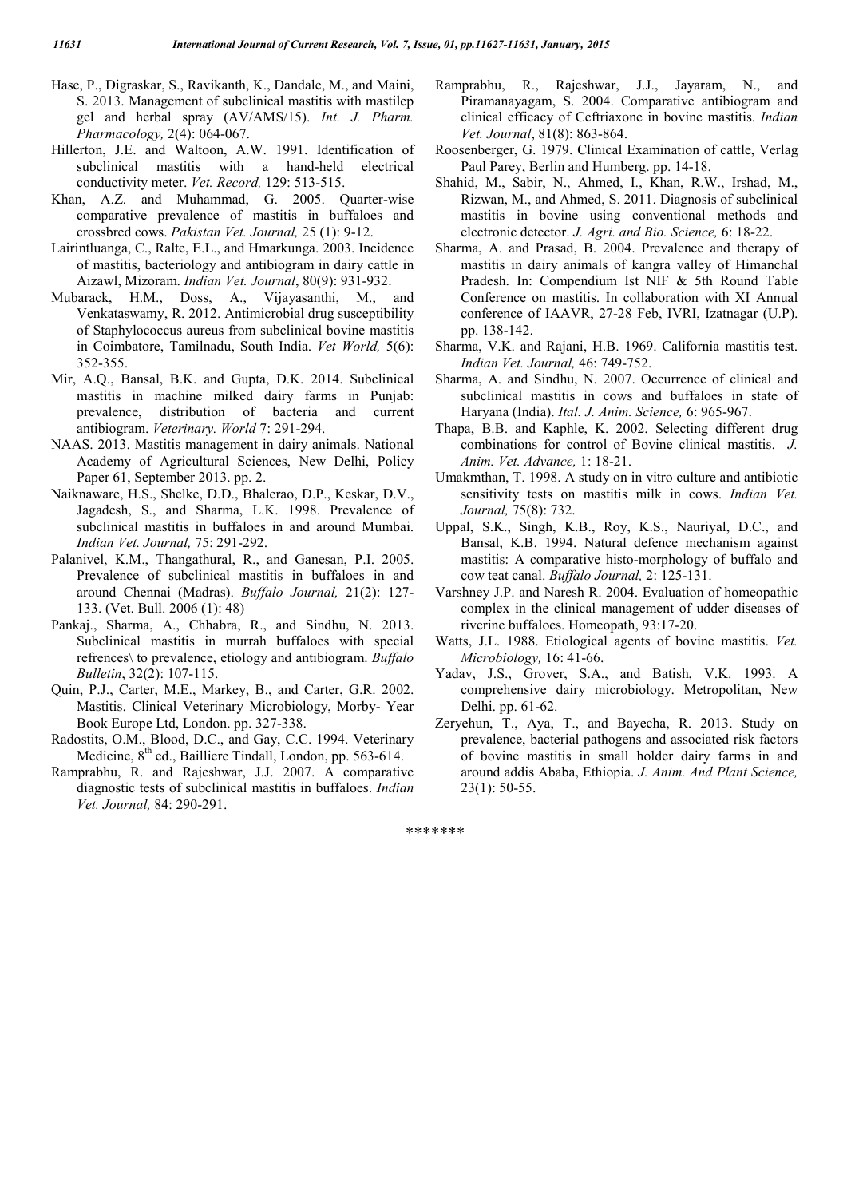Hase, P., Digraskar, S., Ravikanth, K., Dandale, M., and Maini, S. 2013. Management of subclinical mastitis with mastilep gel and herbal spray (AV/AMS/15). *Int. J. Pharm. Pharmacology,* 2(4): 064-067.

Hillerton, J.E. and Waltoon, A.W. 1991. Identification of subclinical mastitis with a hand-held electrical conductivity meter. *Vet. Record,* 129: 513-515.

Khan, A.Z. and Muhammad, G. 2005. Quarter-wise comparative prevalence of mastitis in buffaloes and crossbred cows. *Pakistan Vet. Journal,* 25 (1): 9-12.

Lairintluanga, C., Ralte, E.L., and Hmarkunga. 2003. Incidence of mastitis, bacteriology and antibiogram in dairy cattle in Aizawl, Mizoram. *Indian Vet. Journal*, 80(9): 931-932.

Mubarack, H.M., Doss, A., Vijayasanthi, M., and Venkataswamy, R. 2012. Antimicrobial drug susceptibility of Staphylococcus aureus from subclinical bovine mastitis in Coimbatore, Tamilnadu, South India. *Vet World,* 5(6): 352-355.

Mir, A.Q., Bansal, B.K. and Gupta, D.K. 2014. Subclinical mastitis in machine milked dairy farms in Punjab: prevalence, distribution of bacteria and current antibiogram. *Veterinary. World* 7: 291-294.

NAAS. 2013. Mastitis management in dairy animals. National Academy of Agricultural Sciences, New Delhi, Policy Paper 61, September 2013. pp. 2.

Naiknaware, H.S., Shelke, D.D., Bhalerao, D.P., Keskar, D.V., Jagadesh, S., and Sharma, L.K. 1998. Prevalence of subclinical mastitis in buffaloes in and around Mumbai. *Indian Vet. Journal,* 75: 291-292.

Palanivel, K.M., Thangathural, R., and Ganesan, P.I. 2005. Prevalence of subclinical mastitis in buffaloes in and around Chennai (Madras). *Buffalo Journal,* 21(2): 127-133. (Vet. Bull. 2006 (1): 48)

Pankaj., Sharma, A., Chhabra, R., and Sindhu, N. 2013. Subclinical mastitis in murrah buffaloes with special refrences\ to prevalence, etiology and antibiogram. *Buffalo Bulletin*, 32(2): 107-115.

Quin, P.J., Carter, M.E., Markey, B., and Carter, G.R. 2002. Mastitis. Clinical Veterinary Microbiology, Morby- Year Book Europe Ltd, London. pp. 327-338.

Radostits, O.M., Blood, D.C., and Gay, C.C. 1994. Veterinary Medicine, 8th ed., Bailliere Tindall, London, pp. 563-614.

Ramprabhu, R. and Rajeshwar, J.J. 2007. A comparative diagnostic tests of subclinical mastitis in buffaloes. *Indian Vet. Journal,* 84: 290-291.

Ramprabhu, R., Rajeshwar, J.J., Jayaram, N., and Piramanayagam, S. 2004. Comparative antibiogram and clinical efficacy of Ceftriaxone in bovine mastitis. *Indian Vet. Journal*, 81(8): 863-864.

Roosenberger, G. 1979. Clinical Examination of cattle, Verlag Paul Parey, Berlin and Humberg. pp. 14-18.

Shahid, M., Sabir, N., Ahmed, I., Khan, R.W., Irshad, M., Rizwan, M., and Ahmed, S. 2011. Diagnosis of subclinical mastitis in bovine using conventional methods and electronic detector. *J. Agri. and Bio. Science,* 6: 18-22.

Sharma, A. and Prasad, B. 2004. Prevalence and therapy of mastitis in dairy animals of kangra valley of Himanchal Pradesh. In: Compendium Ist NIF & 5th Round Table Conference on mastitis. In collaboration with XI Annual conference of IAAVR, 27-28 Feb, IVRI, Izatnagar (U.P). pp. 138-142.

Sharma, V.K. and Rajani, H.B. 1969. California mastitis test. *Indian Vet. Journal,* 46: 749-752.

Sharma, A. and Sindhu, N. 2007. Occurrence of clinical and subclinical mastitis in cows and buffaloes in state of Haryana (India). *Ital. J. Anim. Science,* 6: 965-967.

Thapa, B.B. and Kaphle, K. 2002. Selecting different drug combinations for control of Bovine clinical mastitis. *J. Anim. Vet. Advance,* 1: 18-21.

Umakmthan, T. 1998. A study on in vitro culture and antibiotic sensitivity tests on mastitis milk in cows. *Indian Vet. Journal,* 75(8): 732.

Uppal, S.K., Singh, K.B., Roy, K.S., Nauriyal, D.C., and Bansal, K.B. 1994. Natural defence mechanism against mastitis: A comparative histo-morphology of buffalo and cow teat canal. *Buffalo Journal,* 2: 125-131.

Varshney J.P. and Naresh R. 2004. Evaluation of homeopathic complex in the clinical management of udder diseases of riverine buffaloes. Homeopath, 93:17-20.

Watts, J.L. 1988. Etiological agents of bovine mastitis. *Vet. Microbiology,* 16: 41-66.

Yadav, J.S., Grover, S.A., and Batish, V.K. 1993. A comprehensive dairy microbiology. Metropolitan, New Delhi. pp. 61-62.

Zeryehun, T., Aya, T., and Bayecha, R. 2013. Study on prevalence, bacterial pathogens and associated risk factors of bovine mastitis in small holder dairy farms in and around addis Ababa, Ethiopia. *J. Anim. And Plant Science,* 23(1): 50-55.

\*\*\*\*\*\*\*